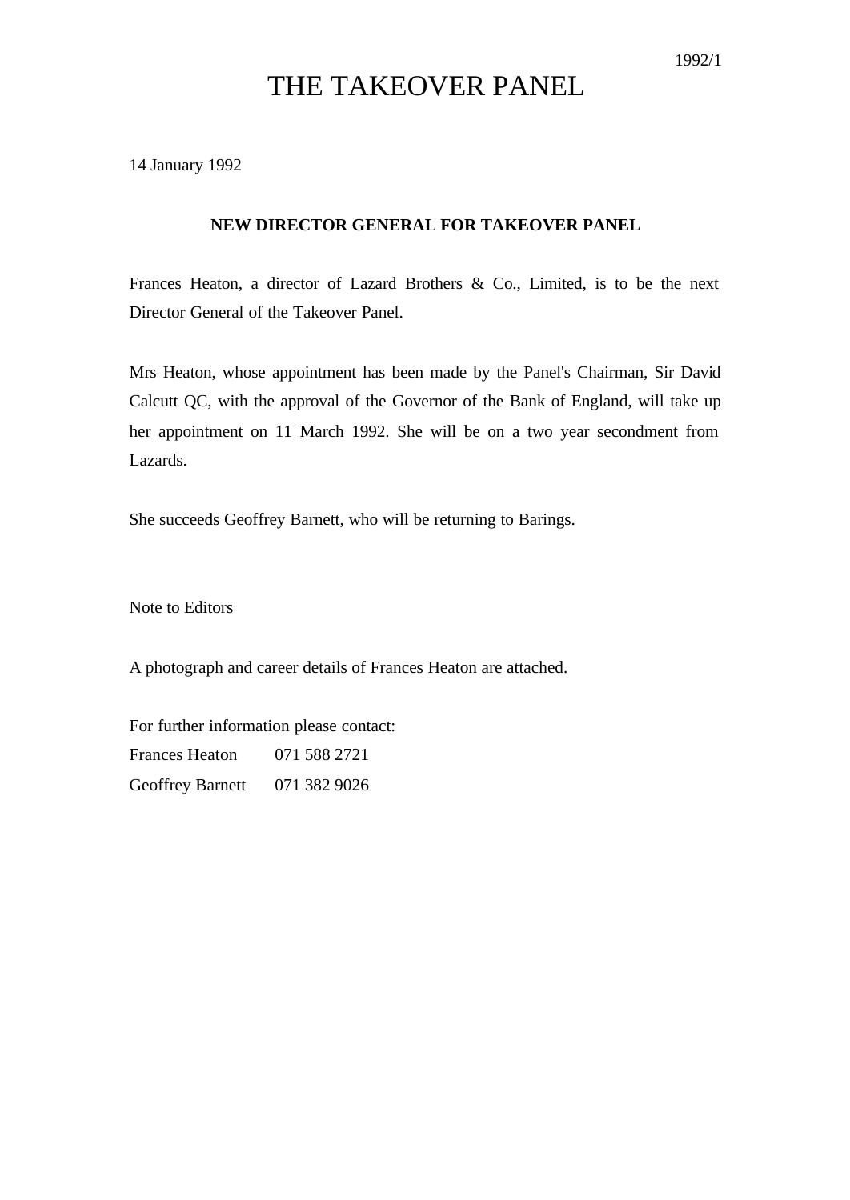1992/1

# THE TAKEOVER PANEL

14 January 1992

**NEW DIRECTOR GENERAL FOR TAKEOVER PANEL**

Frances Heaton, a director of Lazard Brothers & Co., Limited, is to be the next Director General of the Takeover Panel.

Mrs Heaton, whose appointment has been made by the Panel's Chairman, Sir David Calcutt QC, with the approval of the Governor of the Bank of England, will take up her appointment on 11 March 1992. She will be on a two year secondment from Lazards.

She succeeds Geoffrey Barnett, who will be returning to Barings.

Note to Editors

A photograph and career details of Frances Heaton are attached.

For further information please contact:

Frances Heaton 071 588 2721

Geoffrey Barnett 071 382 9026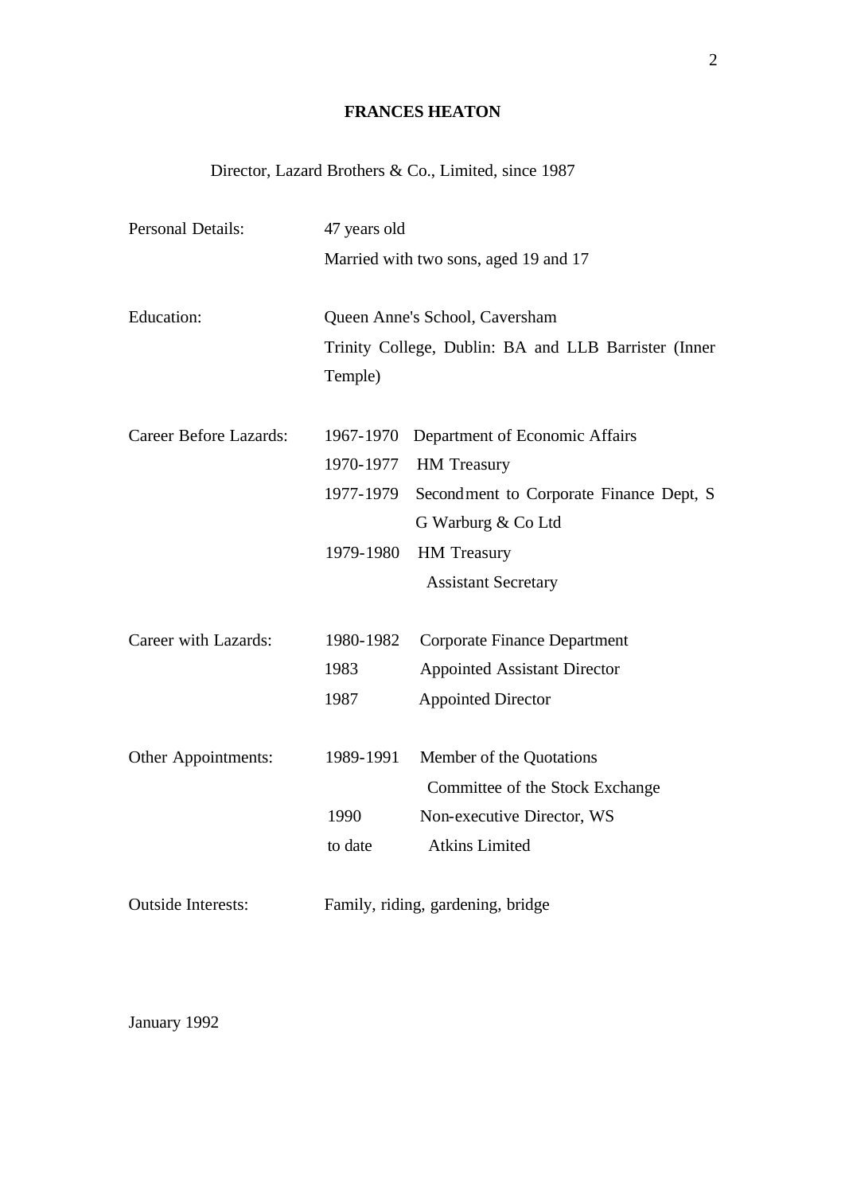**FRANCES HEATON**

Director, Lazard Brothers & Co., Limited, since 1987

| | | |
|---|---|---|
| Personal Details: | 47 years old<br>Married with two sons, aged 19 and 17 | |
| Education: | Queen Anne's School, Caversham<br>Trinity College, Dublin: BA and LLB Barrister (Inner Temple) | |
| Career Before Lazards: | 1967-1970 | Department of Economic Affairs |
| | 1970-1977 | HM Treasury |
| | 1977-1979 | Secondment to Corporate Finance Dept, S G Warburg & Co Ltd |
| | 1979-1980 | HM Treasury<br>Assistant Secretary |
| Career with Lazards: | 1980-1982 | Corporate Finance Department |
| | 1983 | Appointed Assistant Director |
| | 1987 | Appointed Director |
| Other Appointments: | 1989-1991 | Member of the Quotations Committee of the Stock Exchange |
| | 1990 to date | Non-executive Director, WS Atkins Limited |
| Outside Interests: | Family, riding, gardening, bridge | |

January 1992